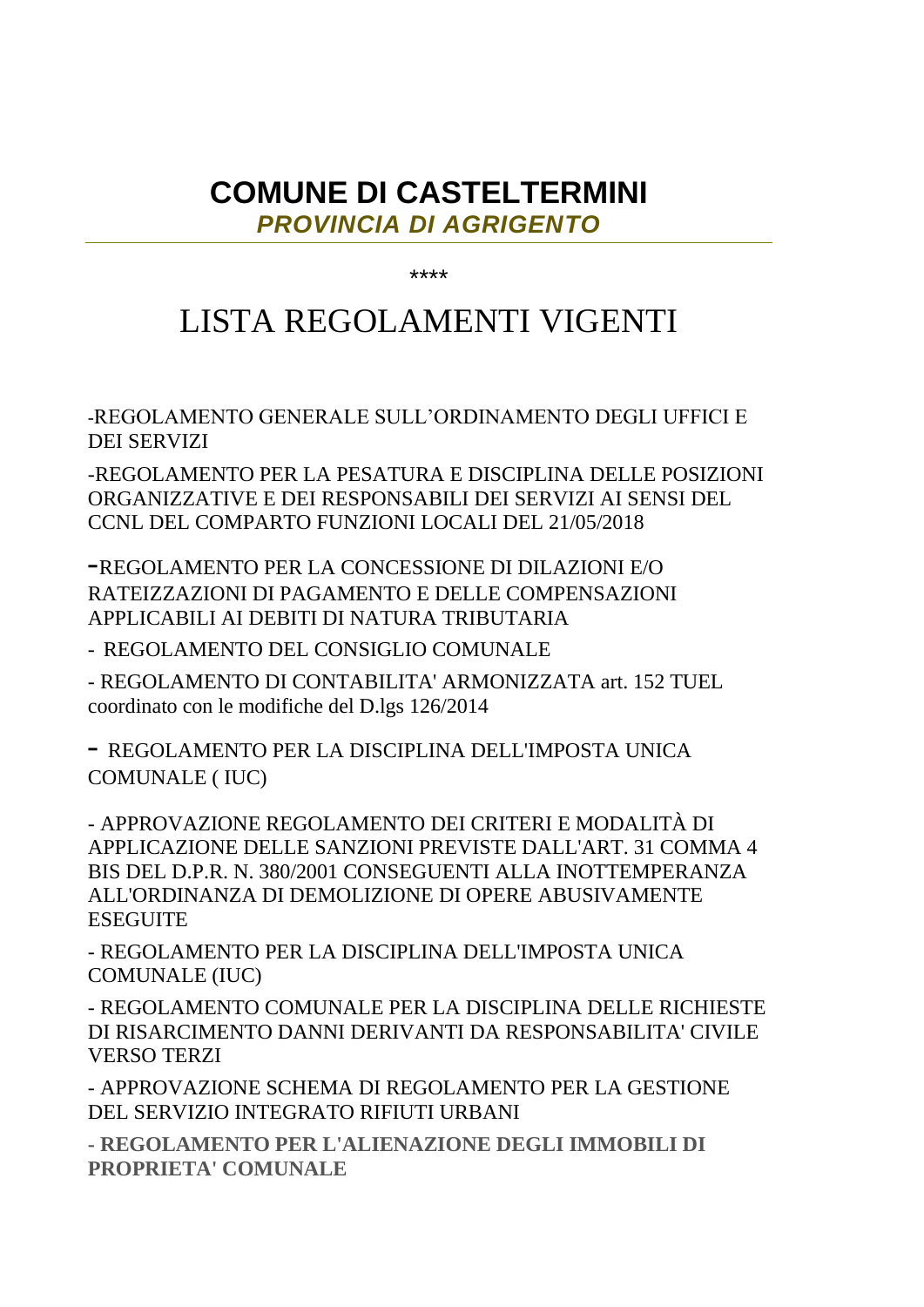# COMUNE DI CASTELTERMINI

***PROVINCIA DI AGRIGENTO***

\*\*\*\*

## LISTA REGOLAMENTI VIGENTI

-REGOLAMENTO GENERALE SULL'ORDINAMENTO DEGLI UFFICI E DEI SERVIZI

-REGOLAMENTO PER LA PESATURA E DISCIPLINA DELLE POSIZIONI ORGANIZZATIVE E DEI RESPONSABILI DEI SERVIZI AI SENSI DEL CCNL DEL COMPARTO FUNZIONI LOCALI DEL 21/05/2018

-REGOLAMENTO PER LA CONCESSIONE DI DILAZIONI E/O RATEIZZAZIONI DI PAGAMENTO E DELLE COMPENSAZIONI APPLICABILI AI DEBITI DI NATURA TRIBUTARIA

- REGOLAMENTO DEL CONSIGLIO COMUNALE

- REGOLAMENTO DI CONTABILITA' ARMONIZZATA art. 152 TUEL coordinato con le modifiche del D.lgs 126/2014

- REGOLAMENTO PER LA DISCIPLINA DELL'IMPOSTA UNICA COMUNALE ( IUC)

- APPROVAZIONE REGOLAMENTO DEI CRITERI E MODALITÀ DI APPLICAZIONE DELLE SANZIONI PREVISTE DALL'ART. 31 COMMA 4 BIS DEL D.P.R. N. 380/2001 CONSEGUENTI ALLA INOTTEMPERANZA ALL'ORDINANZA DI DEMOLIZIONE DI OPERE ABUSIVAMENTE ESEGUITE

- REGOLAMENTO PER LA DISCIPLINA DELL'IMPOSTA UNICA COMUNALE (IUC)

- REGOLAMENTO COMUNALE PER LA DISCIPLINA DELLE RICHIESTE DI RISARCIMENTO DANNI DERIVANTI DA RESPONSABILITA' CIVILE VERSO TERZI

- APPROVAZIONE SCHEMA DI REGOLAMENTO PER LA GESTIONE DEL SERVIZIO INTEGRATO RIFIUTI URBANI

**- REGOLAMENTO PER L'ALIENAZIONE DEGLI IMMOBILI DI PROPRIETA' COMUNALE**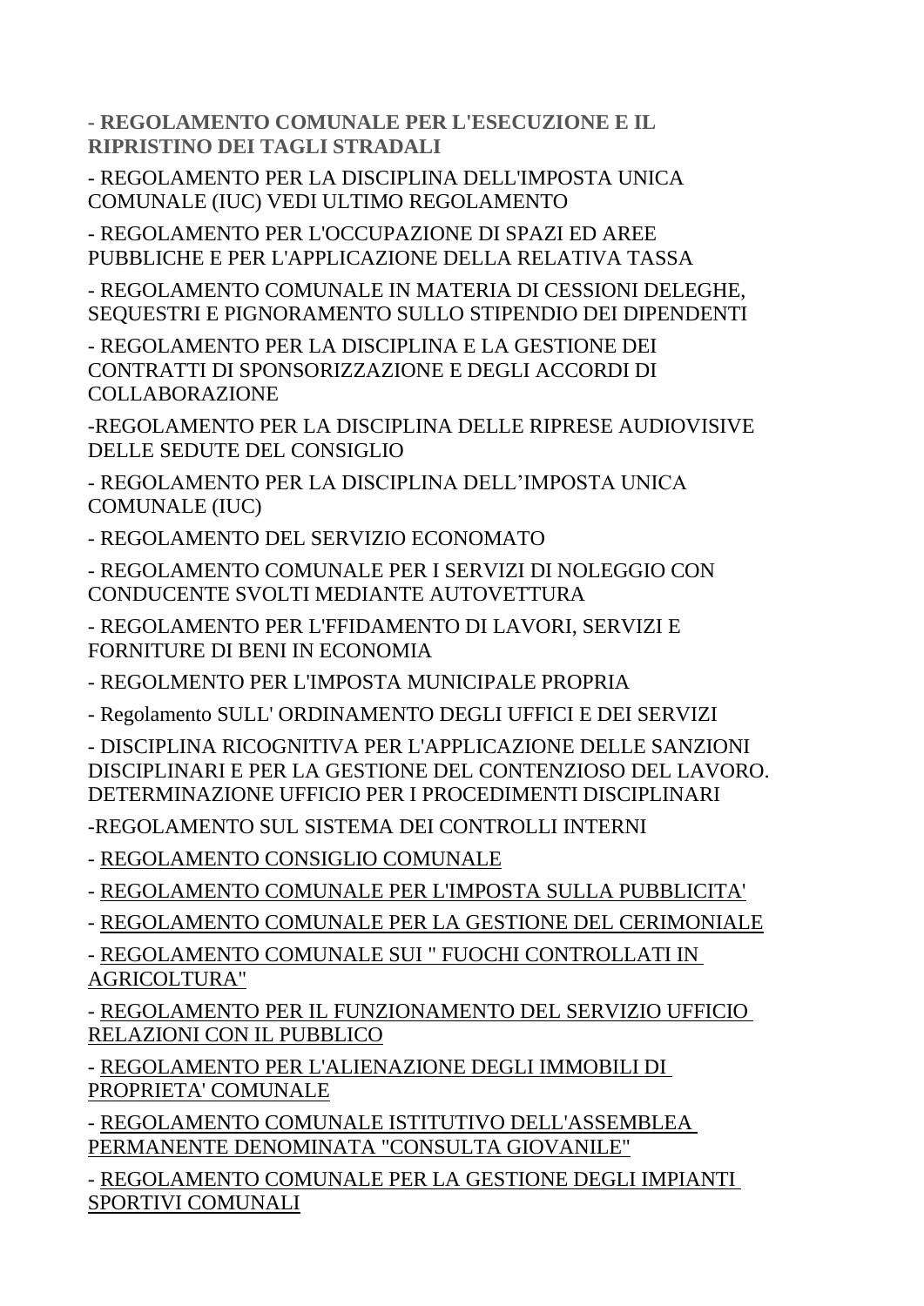**- REGOLAMENTO COMUNALE PER L'ESECUZIONE E IL RIPRISTINO DEI TAGLI STRADALI**

- REGOLAMENTO PER LA DISCIPLINA DELL'IMPOSTA UNICA COMUNALE (IUC) VEDI ULTIMO REGOLAMENTO

- REGOLAMENTO PER L'OCCUPAZIONE DI SPAZI ED AREE PUBBLICHE E PER L'APPLICAZIONE DELLA RELATIVA TASSA

- REGOLAMENTO COMUNALE IN MATERIA DI CESSIONI DELEGHE, SEQUESTRI E PIGNORAMENTO SULLO STIPENDIO DEI DIPENDENTI

- REGOLAMENTO PER LA DISCIPLINA E LA GESTIONE DEI CONTRATTI DI SPONSORIZZAZIONE E DEGLI ACCORDI DI COLLABORAZIONE

-REGOLAMENTO PER LA DISCIPLINA DELLE RIPRESE AUDIOVISIVE DELLE SEDUTE DEL CONSIGLIO

- REGOLAMENTO PER LA DISCIPLINA DELL'IMPOSTA UNICA COMUNALE (IUC)

- REGOLAMENTO DEL SERVIZIO ECONOMATO

- REGOLAMENTO COMUNALE PER I SERVIZI DI NOLEGGIO CON CONDUCENTE SVOLTI MEDIANTE AUTOVETTURA

- REGOLAMENTO PER L'FFIDAMENTO DI LAVORI, SERVIZI E FORNITURE DI BENI IN ECONOMIA

- REGOLMENTO PER L'IMPOSTA MUNICIPALE PROPRIA

- Regolamento SULL' ORDINAMENTO DEGLI UFFICI E DEI SERVIZI

- DISCIPLINA RICOGNITIVA PER L'APPLICAZIONE DELLE SANZIONI DISCIPLINARI E PER LA GESTIONE DEL CONTENZIOSO DEL LAVORO. DETERMINAZIONE UFFICIO PER I PROCEDIMENTI DISCIPLINARI

-REGOLAMENTO SUL SISTEMA DEI CONTROLLI INTERNI

- REGOLAMENTO CONSIGLIO COMUNALE

- REGOLAMENTO COMUNALE PER L'IMPOSTA SULLA PUBBLICITA'

- REGOLAMENTO COMUNALE PER LA GESTIONE DEL CERIMONIALE

- REGOLAMENTO COMUNALE SUI " FUOCHI CONTROLLATI IN AGRICOLTURA"

- REGOLAMENTO PER IL FUNZIONAMENTO DEL SERVIZIO UFFICIO RELAZIONI CON IL PUBBLICO

- REGOLAMENTO PER L'ALIENAZIONE DEGLI IMMOBILI DI PROPRIETA' COMUNALE

- REGOLAMENTO COMUNALE ISTITUTIVO DELL'ASSEMBLEA PERMANENTE DENOMINATA "CONSULTA GIOVANILE"

- REGOLAMENTO COMUNALE PER LA GESTIONE DEGLI IMPIANTI SPORTIVI COMUNALI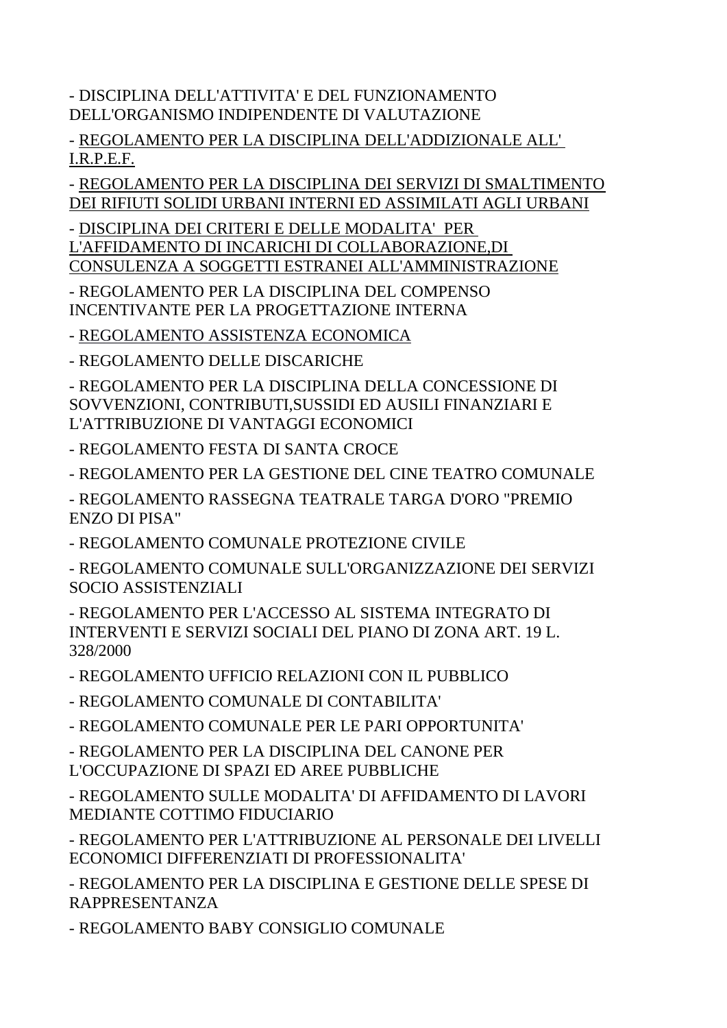- DISCIPLINA DELL'ATTIVITA' E DEL FUNZIONAMENTO DELL'ORGANISMO INDIPENDENTE DI VALUTAZIONE

- REGOLAMENTO PER LA DISCIPLINA DELL'ADDIZIONALE ALL' I.R.P.E.F.

- REGOLAMENTO PER LA DISCIPLINA DEI SERVIZI DI SMALTIMENTO DEI RIFIUTI SOLIDI URBANI INTERNI ED ASSIMILATI AGLI URBANI

- DISCIPLINA DEI CRITERI E DELLE MODALITA' PER L'AFFIDAMENTO DI INCARICHI DI COLLABORAZIONE,DI CONSULENZA A SOGGETTI ESTRANEI ALL'AMMINISTRAZIONE

- REGOLAMENTO PER LA DISCIPLINA DEL COMPENSO INCENTIVANTE PER LA PROGETTAZIONE INTERNA

- REGOLAMENTO ASSISTENZA ECONOMICA

- REGOLAMENTO DELLE DISCARICHE

- REGOLAMENTO PER LA DISCIPLINA DELLA CONCESSIONE DI SOVVENZIONI, CONTRIBUTI,SUSSIDI ED AUSILI FINANZIARI E L'ATTRIBUZIONE DI VANTAGGI ECONOMICI

- REGOLAMENTO FESTA DI SANTA CROCE

- REGOLAMENTO PER LA GESTIONE DEL CINE TEATRO COMUNALE

- REGOLAMENTO RASSEGNA TEATRALE TARGA D'ORO "PREMIO ENZO DI PISA"

- REGOLAMENTO COMUNALE PROTEZIONE CIVILE

- REGOLAMENTO COMUNALE SULL'ORGANIZZAZIONE DEI SERVIZI SOCIO ASSISTENZIALI

- REGOLAMENTO PER L'ACCESSO AL SISTEMA INTEGRATO DI INTERVENTI E SERVIZI SOCIALI DEL PIANO DI ZONA ART. 19 L. 328/2000

- REGOLAMENTO UFFICIO RELAZIONI CON IL PUBBLICO

- REGOLAMENTO COMUNALE DI CONTABILITA'

- REGOLAMENTO COMUNALE PER LE PARI OPPORTUNITA'

- REGOLAMENTO PER LA DISCIPLINA DEL CANONE PER L'OCCUPAZIONE DI SPAZI ED AREE PUBBLICHE

- REGOLAMENTO SULLE MODALITA' DI AFFIDAMENTO DI LAVORI MEDIANTE COTTIMO FIDUCIARIO

- REGOLAMENTO PER L'ATTRIBUZIONE AL PERSONALE DEI LIVELLI ECONOMICI DIFFERENZIATI DI PROFESSIONALITA'

- REGOLAMENTO PER LA DISCIPLINA E GESTIONE DELLE SPESE DI RAPPRESENTANZA

- REGOLAMENTO BABY CONSIGLIO COMUNALE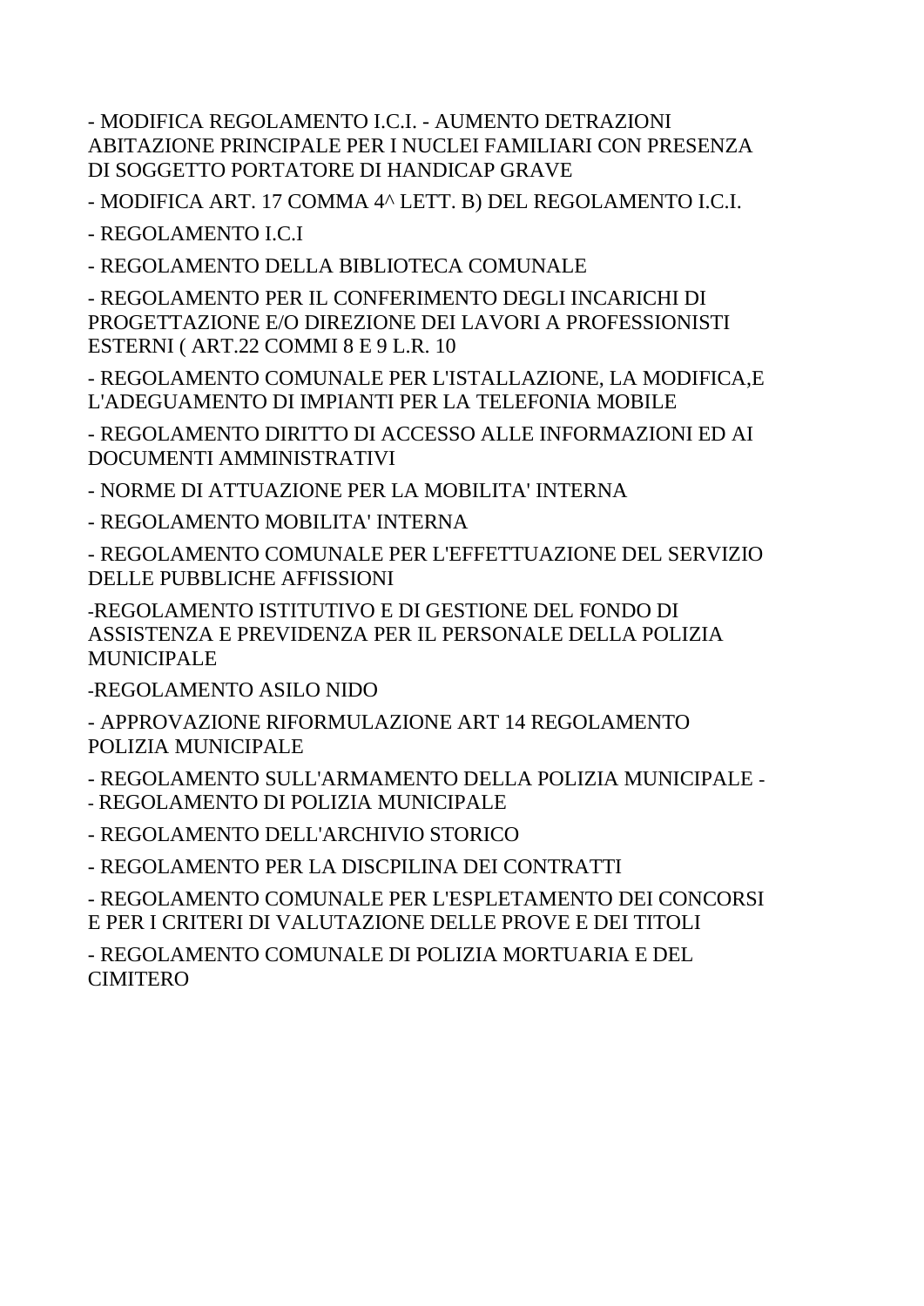- MODIFICA REGOLAMENTO I.C.I. - AUMENTO DETRAZIONI ABITAZIONE PRINCIPALE PER I NUCLEI FAMILIARI CON PRESENZA DI SOGGETTO PORTATORE DI HANDICAP GRAVE

- MODIFICA ART. 17 COMMA 4^ LETT. B) DEL REGOLAMENTO I.C.I.

- REGOLAMENTO I.C.I

- REGOLAMENTO DELLA BIBLIOTECA COMUNALE

- REGOLAMENTO PER IL CONFERIMENTO DEGLI INCARICHI DI PROGETTAZIONE E/O DIREZIONE DEI LAVORI A PROFESSIONISTI ESTERNI ( ART.22 COMMI 8 E 9 L.R. 10

- REGOLAMENTO COMUNALE PER L'ISTALLAZIONE, LA MODIFICA,E L'ADEGUAMENTO DI IMPIANTI PER LA TELEFONIA MOBILE

- REGOLAMENTO DIRITTO DI ACCESSO ALLE INFORMAZIONI ED AI DOCUMENTI AMMINISTRATIVI

- NORME DI ATTUAZIONE PER LA MOBILITA' INTERNA

- REGOLAMENTO MOBILITA' INTERNA

- REGOLAMENTO COMUNALE PER L'EFFETTUAZIONE DEL SERVIZIO DELLE PUBBLICHE AFFISSIONI

-REGOLAMENTO ISTITUTIVO E DI GESTIONE DEL FONDO DI ASSISTENZA E PREVIDENZA PER IL PERSONALE DELLA POLIZIA MUNICIPALE

-REGOLAMENTO ASILO NIDO

- APPROVAZIONE RIFORMULAZIONE ART 14 REGOLAMENTO POLIZIA MUNICIPALE

- REGOLAMENTO SULL'ARMAMENTO DELLA POLIZIA MUNICIPALE -
- REGOLAMENTO DI POLIZIA MUNICIPALE

- REGOLAMENTO DELL'ARCHIVIO STORICO

- REGOLAMENTO PER LA DISCPILINA DEI CONTRATTI

- REGOLAMENTO COMUNALE PER L'ESPLETAMENTO DEI CONCORSI E PER I CRITERI DI VALUTAZIONE DELLE PROVE E DEI TITOLI

- REGOLAMENTO COMUNALE DI POLIZIA MORTUARIA E DEL CIMITERO